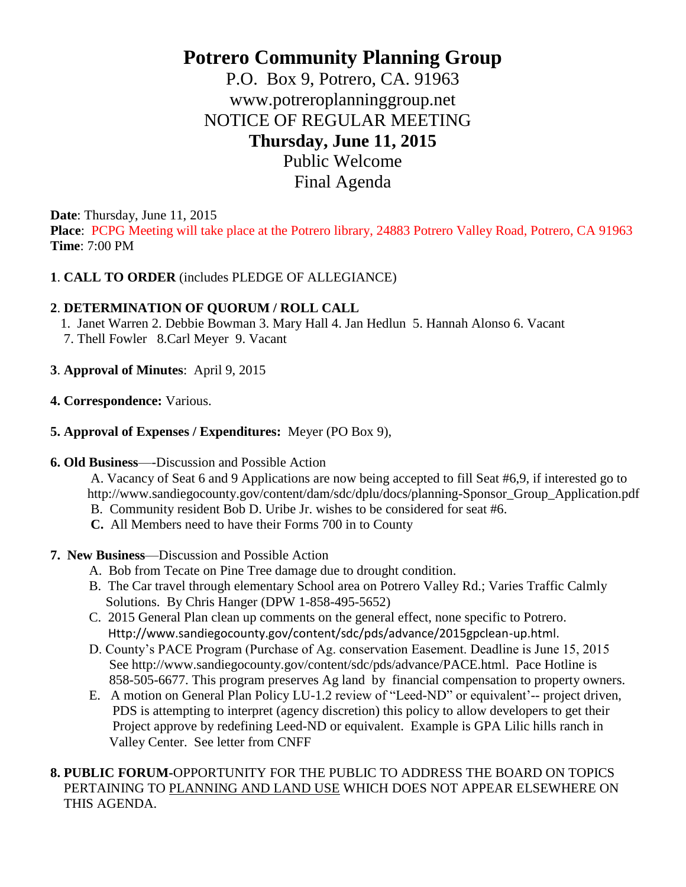# Potrero Community Planning Group

P.O. Box 9, Potrero, CA. 91963
www.potreroplanninggroup.net
NOTICE OF REGULAR MEETING

**Thursday, June 11, 2015**

Public Welcome
Final Agenda

**Date**: Thursday, June 11, 2015
**Place**: PCPG Meeting will take place at the Potrero library, 24883 Potrero Valley Road, Potrero, CA 91963
**Time**: 7:00 PM

**1**. **CALL TO ORDER** (includes PLEDGE OF ALLEGIANCE)

**2**. **DETERMINATION OF QUORUM / ROLL CALL**
1. Janet Warren 2. Debbie Bowman 3. Mary Hall 4. Jan Hedlun 5. Hannah Alonso 6. Vacant
7. Thell Fowler 8.Carl Meyer 9. Vacant

**3**. **Approval of Minutes**: April 9, 2015

**4. Correspondence:** Various.

**5. Approval of Expenses / Expenditures:** Meyer (PO Box 9),

**6. Old Business**—-Discussion and Possible Action

A. Vacancy of Seat 6 and 9 Applications are now being accepted to fill Seat #6,9, if interested go to http://www.sandiegocounty.gov/content/dam/sdc/dplu/docs/planning-Sponsor_Group_Application.pdf
B. Community resident Bob D. Uribe Jr. wishes to be considered for seat #6.
**C.** All Members need to have their Forms 700 in to County

**7. New Business**—Discussion and Possible Action

A. Bob from Tecate on Pine Tree damage due to drought condition.
B. The Car travel through elementary School area on Potrero Valley Rd.; Varies Traffic Calmly Solutions. By Chris Hanger (DPW 1-858-495-5652)
C. 2015 General Plan clean up comments on the general effect, none specific to Potrero. Http://www.sandiegocounty.gov/content/sdc/pds/advance/2015gpclean-up.html.
D. County's PACE Program (Purchase of Ag. conservation Easement. Deadline is June 15, 2015 See http://www.sandiegocounty.gov/content/sdc/pds/advance/PACE.html. Pace Hotline is 858-505-6677. This program preserves Ag land by financial compensation to property owners.
E. A motion on General Plan Policy LU-1.2 review of "Leed-ND" or equivalent'-- project driven, PDS is attempting to interpret (agency discretion) this policy to allow developers to get their Project approve by redefining Leed-ND or equivalent. Example is GPA Lilic hills ranch in Valley Center. See letter from CNFF

**8. PUBLIC FORUM**-OPPORTUNITY FOR THE PUBLIC TO ADDRESS THE BOARD ON TOPICS PERTAINING TO PLANNING AND LAND USE WHICH DOES NOT APPEAR ELSEWHERE ON THIS AGENDA.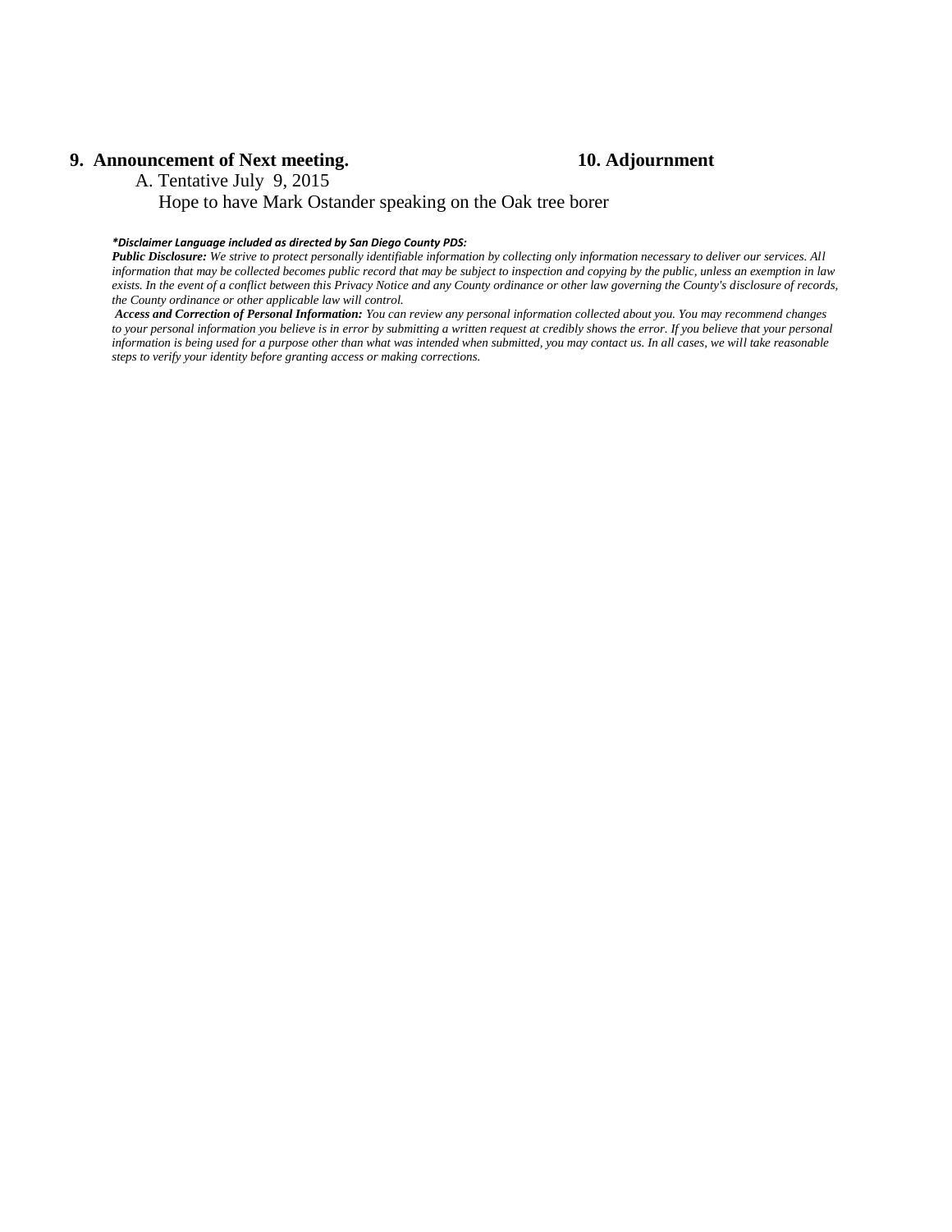**9. Announcement of Next meeting.** **10. Adjournment**

A. Tentative July 9, 2015

Hope to have Mark Ostander speaking on the Oak tree borer

***Disclaimer Language included as directed by San Diego County PDS:***

***Public Disclosure:*** *We strive to protect personally identifiable information by collecting only information necessary to deliver our services. All information that may be collected becomes public record that may be subject to inspection and copying by the public, unless an exemption in law exists. In the event of a conflict between this Privacy Notice and any County ordinance or other law governing the County's disclosure of records, the County ordinance or other applicable law will control.*

***Access and Correction of Personal Information:*** *You can review any personal information collected about you. You may recommend changes to your personal information you believe is in error by submitting a written request at credibly shows the error. If you believe that your personal information is being used for a purpose other than what was intended when submitted, you may contact us. In all cases, we will take reasonable steps to verify your identity before granting access or making corrections.*